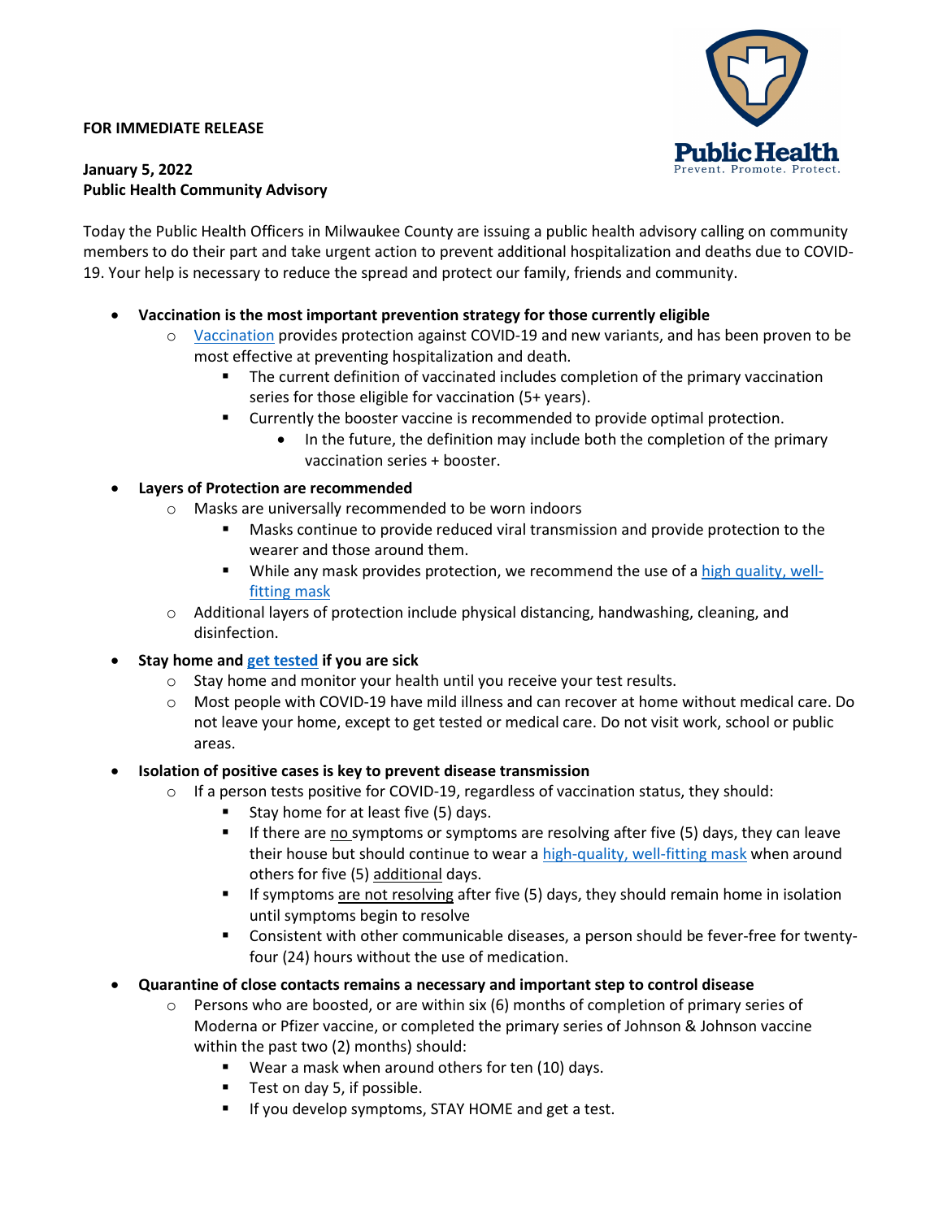**FOR IMMEDIATE RELEASE**

Public Health
Prevent. Promote. Protect.

**January 5, 2022**
**Public Health Community Advisory**

Today the Public Health Officers in Milwaukee County are issuing a public health advisory calling on community members to do their part and take urgent action to prevent additional hospitalization and deaths due to COVID-19. Your help is necessary to reduce the spread and protect our family, friends and community.

- **Vaccination is the most important prevention strategy for those currently eligible**
  - Vaccination provides protection against COVID-19 and new variants, and has been proven to be most effective at preventing hospitalization and death.
    - The current definition of vaccinated includes completion of the primary vaccination series for those eligible for vaccination (5+ years).
    - Currently the booster vaccine is recommended to provide optimal protection.
      - In the future, the definition may include both the completion of the primary vaccination series + booster.
- **Layers of Protection are recommended**
  - Masks are universally recommended to be worn indoors
    - Masks continue to provide reduced viral transmission and provide protection to the wearer and those around them.
    - While any mask provides protection, we recommend the use of a high quality, well-fitting mask
  - Additional layers of protection include physical distancing, handwashing, cleaning, and disinfection.
- **Stay home and get tested if you are sick**
  - Stay home and monitor your health until you receive your test results.
  - Most people with COVID-19 have mild illness and can recover at home without medical care. Do not leave your home, except to get tested or medical care. Do not visit work, school or public areas.
- **Isolation of positive cases is key to prevent disease transmission**
  - If a person tests positive for COVID-19, regardless of vaccination status, they should:
    - Stay home for at least five (5) days.
    - If there are no symptoms or symptoms are resolving after five (5) days, they can leave their house but should continue to wear a high-quality, well-fitting mask when around others for five (5) additional days.
    - If symptoms are not resolving after five (5) days, they should remain home in isolation until symptoms begin to resolve
    - Consistent with other communicable diseases, a person should be fever-free for twenty-four (24) hours without the use of medication.
- **Quarantine of close contacts remains a necessary and important step to control disease**
  - Persons who are boosted, or are within six (6) months of completion of primary series of Moderna or Pfizer vaccine, or completed the primary series of Johnson & Johnson vaccine within the past two (2) months) should:
    - Wear a mask when around others for ten (10) days.
    - Test on day 5, if possible.
    - If you develop symptoms, STAY HOME and get a test.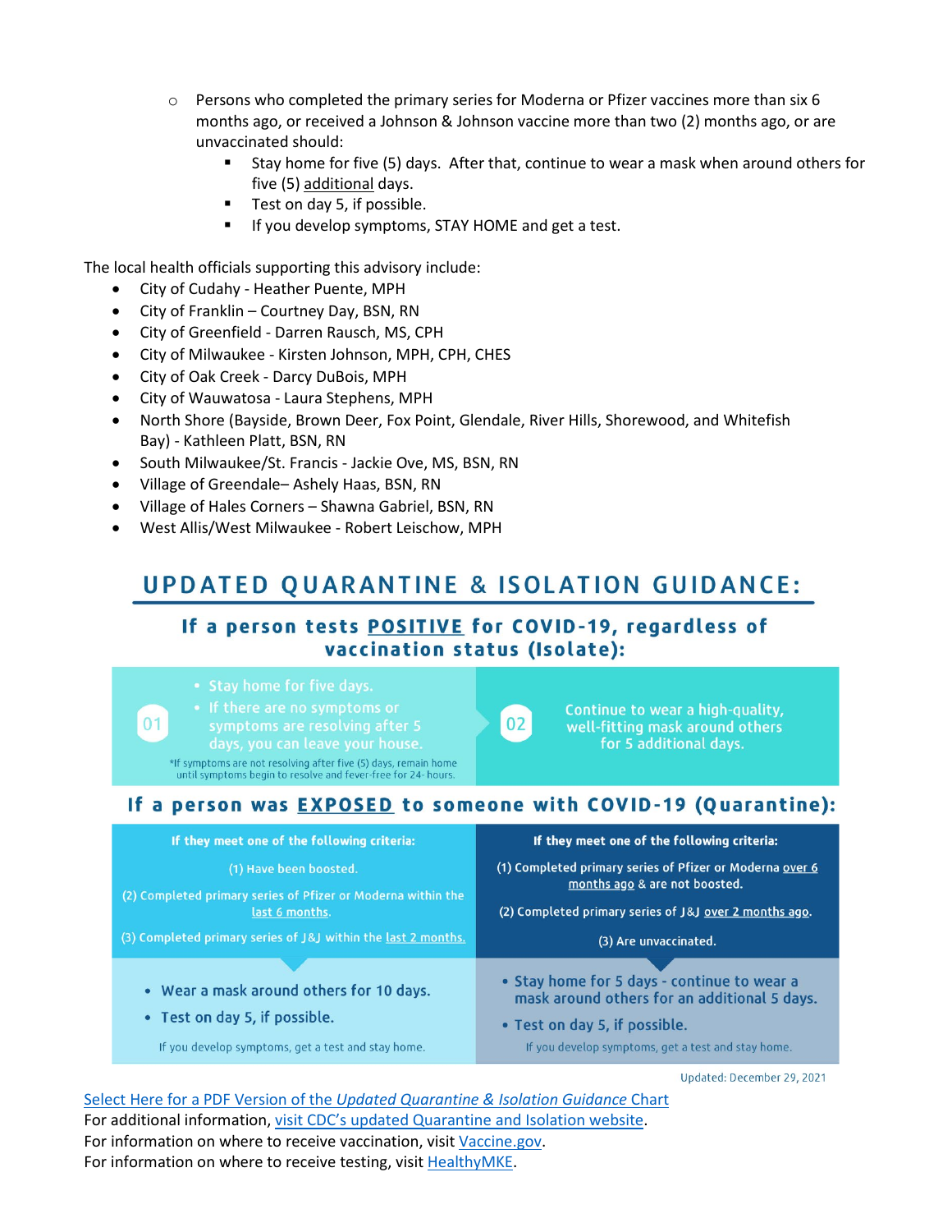- Persons who completed the primary series for Moderna or Pfizer vaccines more than six 6 months ago, or received a Johnson & Johnson vaccine more than two (2) months ago, or are unvaccinated should:
  - Stay home for five (5) days. After that, continue to wear a mask when around others for five (5) additional days.
  - Test on day 5, if possible.
  - If you develop symptoms, STAY HOME and get a test.

The local health officials supporting this advisory include:

- City of Cudahy - Heather Puente, MPH
- City of Franklin – Courtney Day, BSN, RN
- City of Greenfield - Darren Rausch, MS, CPH
- City of Milwaukee - Kirsten Johnson, MPH, CPH, CHES
- City of Oak Creek - Darcy DuBois, MPH
- City of Wauwatosa - Laura Stephens, MPH
- North Shore (Bayside, Brown Deer, Fox Point, Glendale, River Hills, Shorewood, and Whitefish Bay) - Kathleen Platt, BSN, RN
- South Milwaukee/St. Francis - Jackie Ove, MS, BSN, RN
- Village of Greendale– Ashely Haas, BSN, RN
- Village of Hales Corners – Shawna Gabriel, BSN, RN
- West Allis/West Milwaukee - Robert Leischow, MPH

## UPDATED QUARANTINE & ISOLATION GUIDANCE:

### If a person tests POSITIVE for COVID-19, regardless of vaccination status (Isolate):

**01**

- Stay home for five days.
- If there are no symptoms or symptoms are resolving after 5 days, you can leave your house.

*If symptoms are not resolving after five (5) days, remain home until symptoms begin to resolve and fever-free for 24- hours.

**02**

Continue to wear a high-quality, well-fitting mask around others for 5 additional days.

### If a person was EXPOSED to someone with COVID-19 (Quarantine):

| If they meet one of the following criteria: | If they meet one of the following criteria: |
|---|---|
| (1) Have been boosted.<br>(2) Completed primary series of Pfizer or Moderna within the last 6 months.<br>(3) Completed primary series of J&J within the last 2 months. | (1) Completed primary series of Pfizer or Moderna over 6 months ago & are not boosted.<br>(2) Completed primary series of J&J over 2 months ago.<br>(3) Are unvaccinated. |
| • Wear a mask around others for 10 days.<br>• Test on day 5, if possible.<br>If you develop symptoms, get a test and stay home. | • Stay home for 5 days - continue to wear a mask around others for an additional 5 days.<br>• Test on day 5, if possible.<br>If you develop symptoms, get a test and stay home. |

Updated: December 29, 2021

Select Here for a PDF Version of the *Updated Quarantine & Isolation Guidance* Chart

For additional information, visit CDC's updated Quarantine and Isolation website.

For information on where to receive vaccination, visit Vaccine.gov.

For information on where to receive testing, visit HealthyMKE.